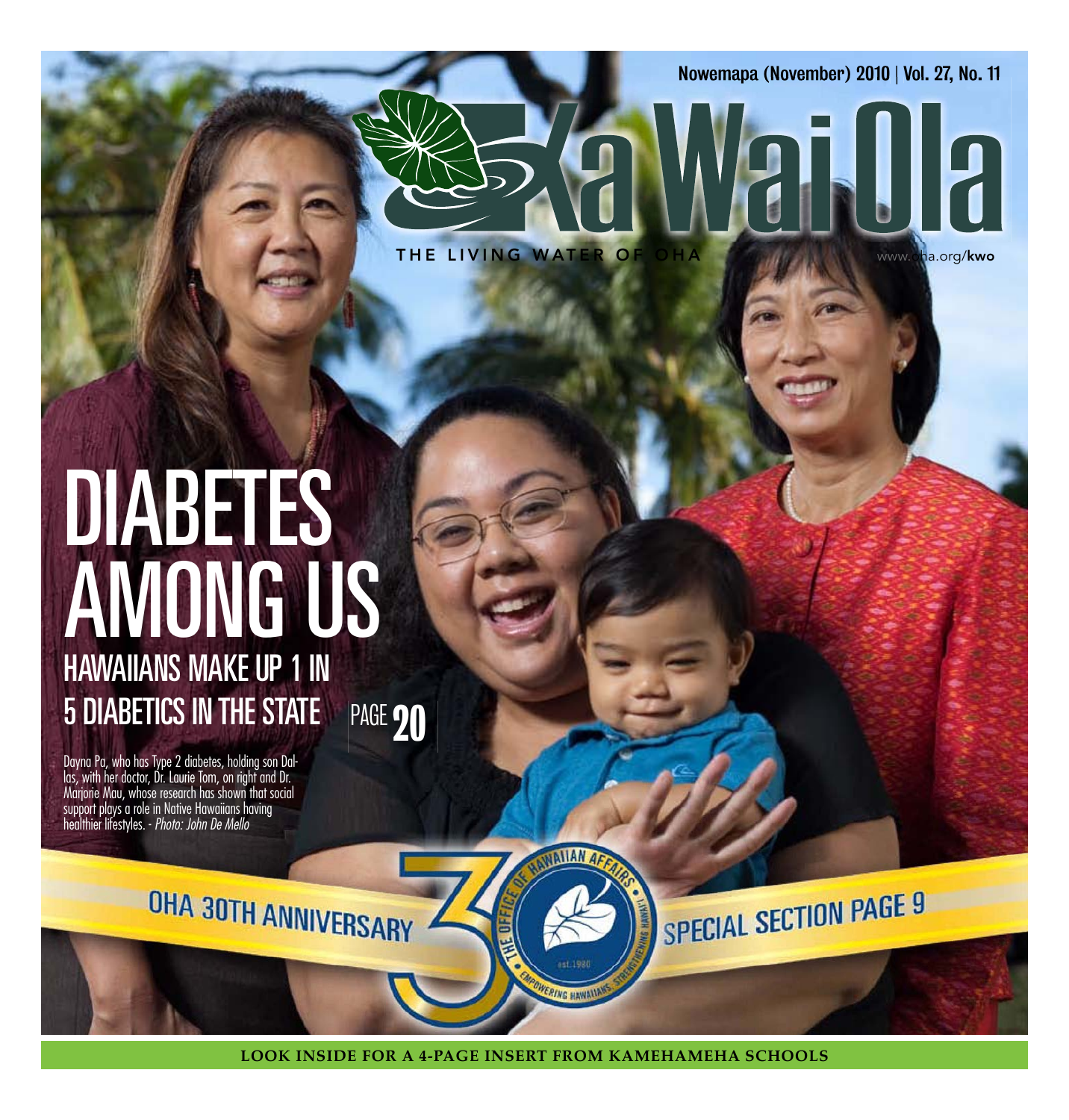Nowemapa (November) 2010 | Vol. 27, No. 11

# Ka Wai Ola

THE LIVING WATER OF OHA

www.oha.org/kwo

# DIABETES AMONG US

## HAWAIIANS MAKE UP 1 IN 5 DIABETICS IN THE STATE

PAGE 20

Dayna Pa, who has Type 2 diabetes, holding son Dallas, with her doctor, Dr. Laurie Tom, on right and Dr. Marjorie Mau, whose research has shown that social support plays a role in Native Hawaiians having healthier lifestyles. - *Photo: John De Mello*

OHA 30TH ANNIVERSARY

THE OFFICE OF HAWAIIAN AFFAIRS · EMPOWERING HAWAIIANS, STRENGTHENING HAWAI'I · est. 1980

SPECIAL SECTION PAGE 9

**LOOK INSIDE FOR A 4-PAGE INSERT FROM KAMEHAMEHA SCHOOLS**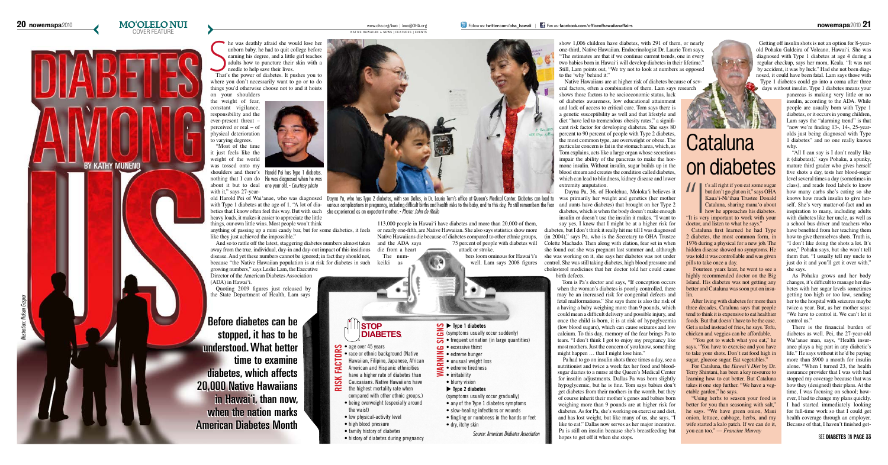MO'OLELO NUI
COVER FEATURE

# DIABETES AMONG US

BY KATHY MUNENO

Illustration: Nelson Gaspar

She was deathly afraid she would lose her unborn baby, he had to quit college before earning his degree, and a little girl teaches adults how to puncture their skin with a needle to help save their lives.

That's the power of diabetes. It pushes you to where you don't necessarily want to go or to do things you'd otherwise choose not to and it hoists on your shoulders the weight of fear, constant vigilance, responsibility and the ever-present threat – perceived or real – of physical deterioration to varying degrees.

"Most of the time it just feels like the weight of the world was tossed onto my shoulders and there's nothing that I can do about it but to deal with it," says 27-year-old Harold Pei of Wai'anae, who was diagnosed with Type 1 diabetes at the age of 1. "A lot of diabetics that I know often feel this way. But with such heavy loads, it makes it easier to appreciate the little things, our own little wins. Most people won't think anything of passing up a mini candy bar, but for some diabetics, it feels like they just achieved the impossible."

Harold Pei has Type 1 diabetes. He was diagnosed when he was one year old. - *Courtesy photo*

And so to rattle off the latest, staggering diabetes numbers almost takes away from the true, individual, day-in and day-out impact of this insidious disease. And yet these numbers cannot be ignored; in fact they should not, because "the Native Hawaiian population is at risk for diabetes in such growing numbers," says Leslie Lam, the Executive Director of the American Diabetes Association (ADA) in Hawai'i.

Quoting 2009 figures just released by the State Department of Health, Lam says 113,000 people in Hawai'i have diabetes and more than 20,000 of them, or nearly one-fifth, are Native Hawaiian. She also says statistics show more Native Hawaiians die because of diabetes compared to other ethnic groups, and the ADA says 75 percent of people with diabetes will die from a heart attack or stroke.

The numbers loom ominous for Hawai'i's keiki as well. Lam says 2008 figures show 1,006 children have diabetes, with 291 of them, or nearly one-third, Native Hawaiian. Endocrinologist Dr. Laurie Tom says, "The estimates are that if we continue current trends, one in every two babies born in Hawai'i will develop diabetes in their lifetime." Still, Lam points out, "We try not to look at numbers as opposed to the 'why' behind it."

Dayna Pa, who has Type 2 diabetes, with son Dallas, in Dr. Laurie Tom's office at Queen's Medical Center. Diabetes can lead to various complications in pregnancy, including difficult births and health risks to the baby, and to this day, Pa still remembers the fear she experienced as an expectant mother. - *Photo: John de Mello*

**Before diabetes can be stopped, it has to be understood. What better time to examine diabetes, which affects 20,000 Native Hawaiians in Hawai'i, than now, when the nation marks American Diabetes Month**

Native Hawaiians are at higher risk of diabetes because of several factors, often a combination of them. Lam says research shows those factors to be socioeconomic status, lack of diabetes awareness, low educational attainment and lack of access to critical care. Tom says there is a genetic susceptibility as well and that lifestyle and diet "have led to tremendous obesity rates," a significant risk factor for developing diabetes. She says 80 percent to 90 percent of people with Type 2 diabetes, the most common type, are overweight or obese. The particular concern is fat in the stomach area, which, as Tom explains, acts like a large organ whose secretions impair the ability of the pancreas to make the hormone insulin. Without insulin, sugar builds up in the blood stream and creates the condition called diabetes, which can lead to blindness, kidney disease and lower extremity amputation.

Dayna Pa, 36, of Hoolehua, Moloka'i believes it was primarily her weight and genetics (her mother and aunts have diabetes) that brought on her Type 2 diabetes, which is when the body doesn't make enough insulin or doesn't use the insulin it makes. "I want to say yes, I knew that I might be at a higher risk for diabetes, but I don't think it really hit me till I was diagnosed (in 2004)," says Pa, who is the Secretary to OHA Trustee Colette Machado. Then along with elation, fear set in when she found out she was pregnant last summer and, although she was working on it, she says her diabetes was not under control. She was still taking diabetes, high blood pressure and cholesterol medicines that her doctor told her could cause birth defects.

Tom is Pa's doctor and says, "If conception occurs when the woman's diabetes is poorly controlled, there may be an increased risk for congenital defects and fetal malformations." She says there is also the risk of a having a baby weighing more than 9 pounds, which could mean a difficult delivery and possible injury, and once the child is born, it is at risk of hypoglycemia (low blood sugars), which can cause seizures and low calcium. To this day, memory of the fear brings Pa to tears. "I don't think I got to enjoy my pregnancy like most mothers. Just the concern of you know, something might happen … that I might lose him."

Pa had to go on insulin shots three times a day, see a nutritionist and twice a week fax her food and blood-sugar diaries to a nurse at the Queen's Medical Center for insulin adjustments. Dallas Pa was born slightly hypoglycemic, but he is fine. Tom says babies don't get diabetes from their mothers in the womb, but they of course inherit their mother's genes and babies born weighing more than 9 pounds are at higher risk for diabetes. As for Pa, she's working on exercise and diet, and has lost weight, but like many of us, she says, "I like to eat." Dallas now serves as her major incentive. Pa is still on insulin because she's breastfeeding but hopes to get off it when she stops.

## STOP DIABETES.

**RISK FACTORS**

- age over 45 years
- race or ethnic background (Native Hawaiian, Filipino, Japanese, African American and Hispanic ethnicities have a higher rate of diabetes than Caucasians. Native Hawaiians have the highest mortality rate when compared with other ethnic groups.)
- being overweight (especially around the waist)
- low physical-activity level
- high blood pressure
- family history of diabetes
- history of diabetes during pregnancy

**WARNING SIGNS**

▶ **Type 1 diabetes**
(symptoms usually occur suddenly)
- frequent urination (in large quantities)
- excessive thirst
- extreme hunger
- unusual weight loss
- extreme tiredness
- irritability
- blurry vision

▶ **Type 2 diabetes**
(symptoms usually occur gradually)
- any of the Type 1 diabetes symptoms
- slow-healing infections or wounds
- tingling or numbness in the hands or feet
- dry, itchy skin

*Source: American Diabetes Association*

# Cataluna on diabetes

"It's all right if you eat some sugar but don't go glut on it," says OHA Kaua'i-Ni'ihau Trustee Donald Cataluna, sharing mana'o about how he approaches his diabetes. "It is very important to work with your doctor, and listen to what he says."

Cataluna first learned he had Type 2 diabetes, the most common form, in 1976 during a physical for a new job. The hidden disease showed no symptoms. He was told it was controllable and was given pills to take once a day.

Fourteen years later, he went to see a highly recommended doctor on the Big Island. His diabetes was not getting any better and Cataluna was soon put on insulin.

After living with diabetes for more than three decades, Cataluna says that people tend to think it is expensive to eat healthier foods. But that doesn't have to be the case. Get a salad instead of fries, he says. Tofu, chicken and veggies can be affordable.

"You got to watch what you eat," he says. "You have to exercise and you have to take your shots. Don't eat food high in sugar, glucose sugar. Eat vegetables."

For Cataluna, the *Hawai'i Diet* by Dr. Terry Shintani, has been a key resource to learning how to eat better. But Cataluna takes it one step further. "We have a vegetable garden," he says.

"Using herbs to season your food is better for you than seasoning with salt," he says. "We have green onion, Maui onion, lettuce, cabbage, herbs, and my wife started a kalo patch. If we can do it, you can too." — *Francine Murray*

Getting off insulin shots is not an option for 8-year-old Pohaku Galdeira of Volcano, Hawai'i. She was diagnosed with Type 1 diabetes at age 4 during a regular checkup, says her mom, Keala. "It was not by accident, it was by luck." Had she not been diagnosed, it could have been fatal. Lam says those with Type 1 diabetes could go into a coma after three days without insulin. Type 1 diabetes means your pancreas is making very little or no insulin, according to the ADA. While people are usually born with Type 1 diabetes, or it occurs in young children, Lam says the "alarming trend" is that "now we're finding 13-, 14-, 25-year-olds just being diagnosed with Type 1 diabetes" and no one really knows why.

"All I can say is I don't really like it (diabetes)," says Pohaku, a spunky, mature third grader who gives herself five shots a day, tests her blood-sugar level several times a day (sometimes in class), and reads food labels to know how many carbs she's eating so she knows how much insulin to give herself. She's very matter-of-fact and an inspiration to many, including adults with diabetes like her uncle, as well as a school bus driver and teachers who have benefited from her teaching them how to give themselves shots. Truth is, "I don't like doing the shots a lot. It's sore," Pohaku says, but she won't tell them that. "I usually tell my uncle to just do it and you'll get it over with," she says.

As Pohaku grows and her body changes, it's difficult to manage her diabetes with her sugar levels sometimes getting too high or too low, sending her to the hospital with seizures maybe twice a year. But, as her mother says: "We have to control it. We can't let it control us."

There is the financial burden of diabetes as well. Pei, the 27-year-old Wai'anae man, says, "Health insurance plays a big part in any diabetic's life." He says without it he'd be paying more than $900 a month for insulin alone. "When I turned 23, the health insurance provider that I was with had stopped my coverage because that was how they (designed) their plans. At the time, I was focusing on school; however, I had to change my plans quickly. I had started immediately looking for full-time work so that I could get health coverage through an employer. Because of that, I haven't finished get-

SEE DIABETES ON PAGE 33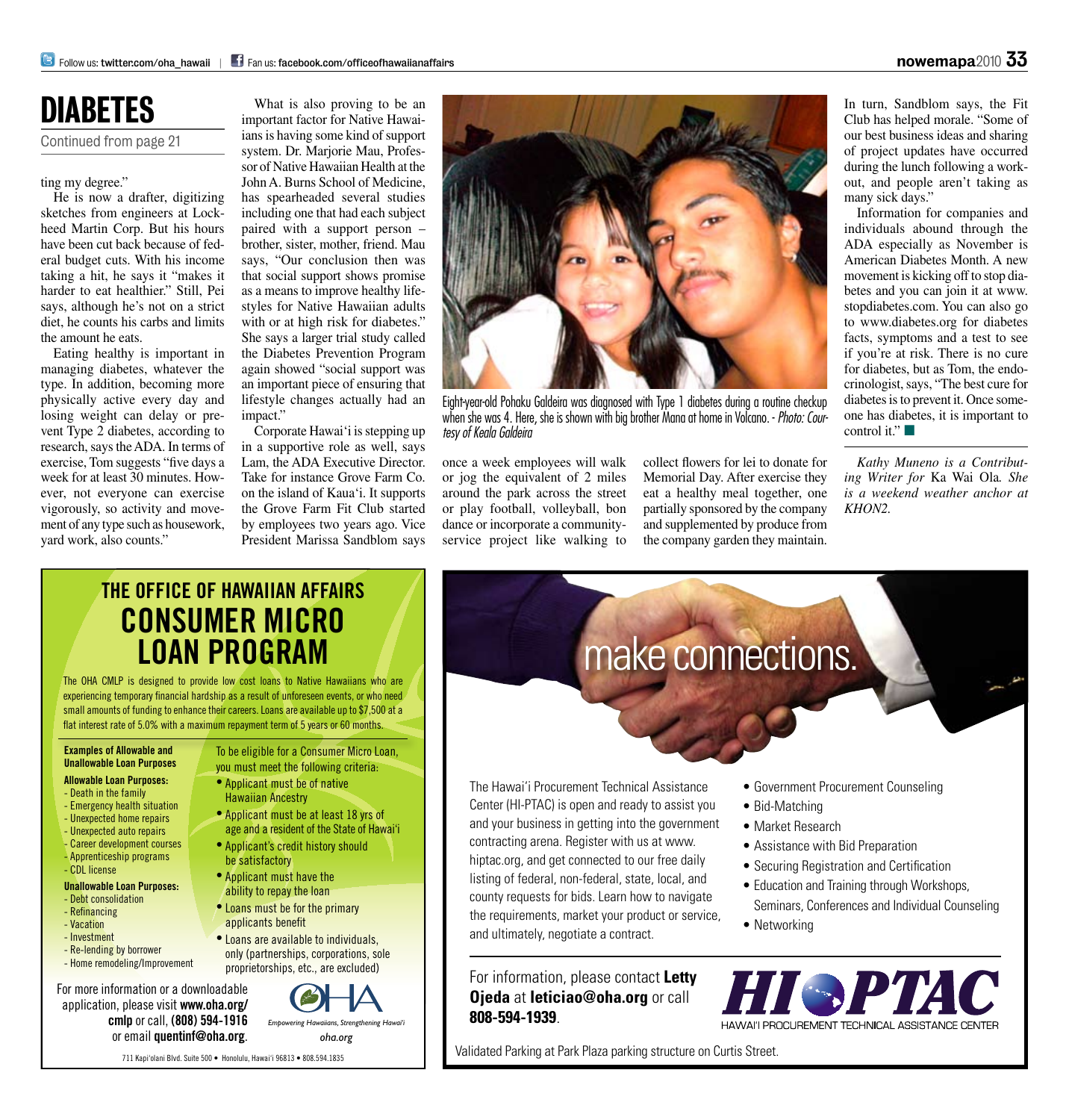## DIABETES

Continued from page 21

ting my degree."

He is now a drafter, digitizing sketches from engineers at Lockheed Martin Corp. But his hours have been cut back because of federal budget cuts. With his income taking a hit, he says it "makes it harder to eat healthier." Still, Pei says, although he's not on a strict diet, he counts his carbs and limits the amount he eats.

Eating healthy is important in managing diabetes, whatever the type. In addition, becoming more physically active every day and losing weight can delay or prevent Type 2 diabetes, according to research, says the ADA. In terms of exercise, Tom suggests "five days a week for at least 30 minutes. However, not everyone can exercise vigorously, so activity and movement of any type such as housework, yard work, also counts."

What is also proving to be an important factor for Native Hawaiians is having some kind of support system. Dr. Marjorie Mau, Professor of Native Hawaiian Health at the John A. Burns School of Medicine, has spearheaded several studies including one that had each subject paired with a support person – brother, sister, mother, friend. Mau says, "Our conclusion then was that social support shows promise as a means to improve healthy lifestyles for Native Hawaiian adults with or at high risk for diabetes." She says a larger trial study called the Diabetes Prevention Program again showed "social support was an important piece of ensuring that lifestyle changes actually had an impact."

Corporate Hawai'i is stepping up in a supportive role as well, says Lam, the ADA Executive Director. Take for instance Grove Farm Co. on the island of Kaua'i. It supports the Grove Farm Fit Club started by employees two years ago. Vice President Marissa Sandblom says once a week employees will walk or jog the equivalent of 2 miles around the park across the street or play football, volleyball, bon dance or incorporate a community-service project like walking to collect flowers for lei to donate for Memorial Day. After exercise they eat a healthy meal together, one partially sponsored by the company and supplemented by produce from the company garden they maintain.

*Eight-year-old Pohaku Galdeira was diagnosed with Type 1 diabetes during a routine checkup when she was 4. Here, she is shown with big brother Mana at home in Volcano. - Photo: Courtesy of Keala Galdeira*

In turn, Sandblom says, the Fit Club has helped morale. "Some of our best business ideas and sharing of project updates have occurred during the lunch following a workout, and people aren't taking as many sick days."

Information for companies and individuals abound through the ADA especially as November is American Diabetes Month. A new movement is kicking off to stop diabetes and you can join it at www.stopdiabetes.com. You can also go to www.diabetes.org for diabetes facts, symptoms and a test to see if you're at risk. There is no cure for diabetes, but as Tom, the endocrinologist, says, "The best cure for diabetes is to prevent it. Once someone has diabetes, it is important to control it." ■

*Kathy Muneno is a Contributing Writer for* Ka Wai Ola. *She is a weekend weather anchor at KHON2.*

---

### THE OFFICE OF HAWAIIAN AFFAIRS
## CONSUMER MICRO LOAN PROGRAM

The OHA CMLP is designed to provide low cost loans to Native Hawaiians who are experiencing temporary financial hardship as a result of unforeseen events, or who need small amounts of funding to enhance their careers. Loans are available up to $7,500 at a flat interest rate of 5.0% with a maximum repayment term of 5 years or 60 months.

**Examples of Allowable and Unallowable Loan Purposes**

**Allowable Loan Purposes:**
- Death in the family
- Emergency health situation
- Unexpected home repairs
- Unexpected auto repairs
- Career development courses
- Apprenticeship programs
- CDL license

**Unallowable Loan Purposes:**
- Debt consolidation
- Refinancing
- Vacation
- Investment
- Re-lending by borrower
- Home remodeling/Improvement

To be eligible for a Consumer Micro Loan, you must meet the following criteria:
- Applicant must be of native Hawaiian Ancestry
- Applicant must be at least 18 yrs of age and a resident of the State of Hawai'i
- Applicant's credit history should be satisfactory
- Applicant must have the ability to repay the loan
- Loans must be for the primary applicants benefit
- Loans are available to individuals, only (partnerships, corporations, sole proprietorships, etc., are excluded)

For more information or a downloadable application, please visit **www.oha.org/cmlp** or call, **(808) 594-1916** or email **quentinf@oha.org**.

OHA — Empowering Hawaiians, Strengthening Hawai'i — oha.org

711 Kapi'olani Blvd. Suite 500 • Honolulu, Hawai'i 96813 • 808.594.1835

---

## make connections.

The Hawai'i Procurement Technical Assistance Center (HI-PTAC) is open and ready to assist you and your business in getting into the government contracting arena. Register with us at www.hiptac.org, and get connected to our free daily listing of federal, non-federal, state, local, and county requests for bids. Learn how to navigate the requirements, market your product or service, and ultimately, negotiate a contract.

- Government Procurement Counseling
- Bid-Matching
- Market Research
- Assistance with Bid Preparation
- Securing Registration and Certification
- Education and Training through Workshops, Seminars, Conferences and Individual Counseling
- Networking

For information, please contact **Letty Ojeda** at **leticiao@oha.org** or call **808-594-1939**.

HI-PTAC — HAWAI'I PROCUREMENT TECHNICAL ASSISTANCE CENTER

Validated Parking at Park Plaza parking structure on Curtis Street.